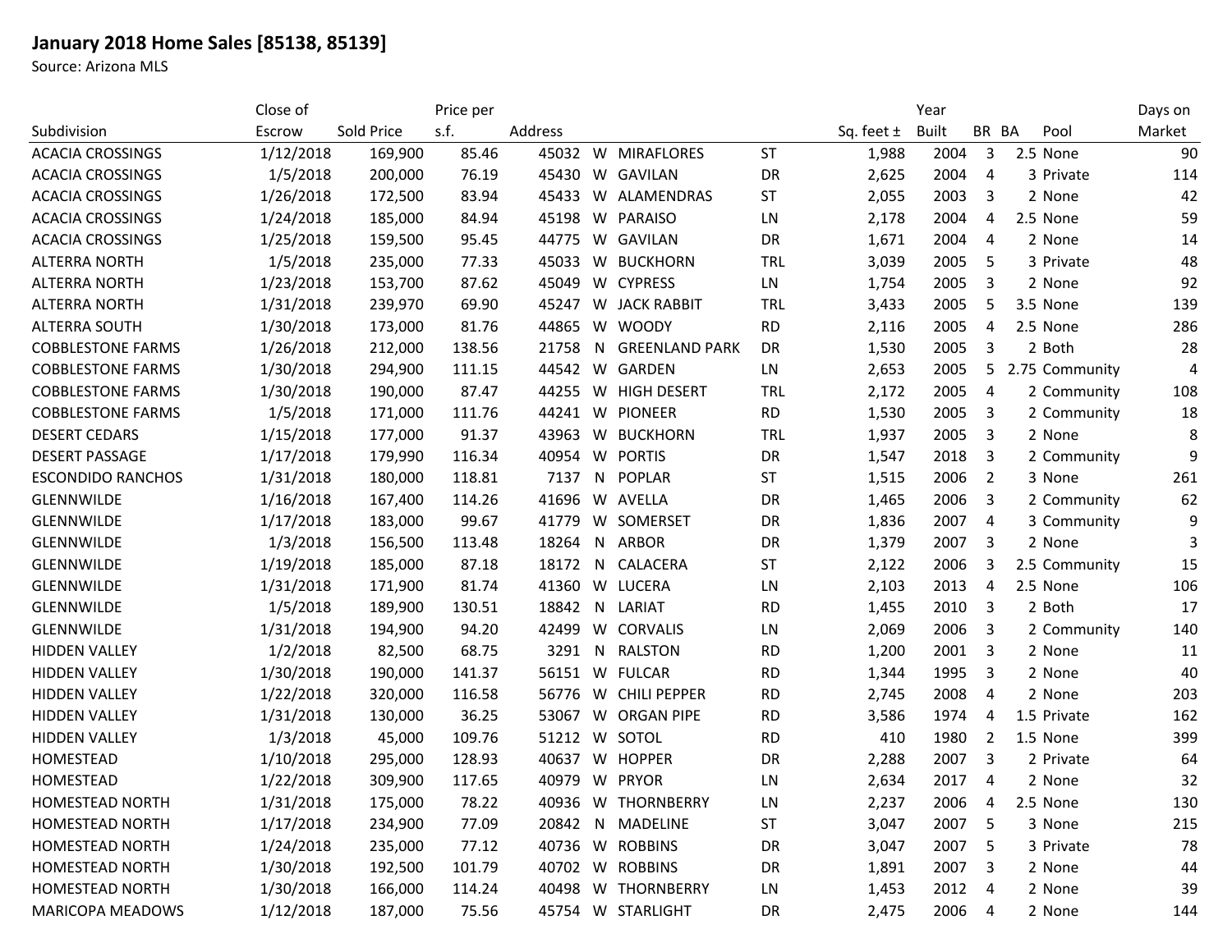# January 2018 Home Sales [85138, 85139]

Source: Arizona MLS

| Subdivision | Close of Escrow | Sold Price | Price per s.f. | Address | | | | Sq. feet ± | Year Built | BR | BA | Pool | Days on Market |
|---|---|---|---|---|---|---|---|---|---|---|---|---|---|
| ACACIA CROSSINGS | 1/12/2018 | 169,900 | 85.46 | 45032 | W | MIRAFLORES | ST | 1,988 | 2004 | 3 | 2.5 | None | 90 |
| ACACIA CROSSINGS | 1/5/2018 | 200,000 | 76.19 | 45430 | W | GAVILAN | DR | 2,625 | 2004 | 4 | 3 | Private | 114 |
| ACACIA CROSSINGS | 1/26/2018 | 172,500 | 83.94 | 45433 | W | ALAMENDRAS | ST | 2,055 | 2003 | 3 | 2 | None | 42 |
| ACACIA CROSSINGS | 1/24/2018 | 185,000 | 84.94 | 45198 | W | PARAISO | LN | 2,178 | 2004 | 4 | 2.5 | None | 59 |
| ACACIA CROSSINGS | 1/25/2018 | 159,500 | 95.45 | 44775 | W | GAVILAN | DR | 1,671 | 2004 | 4 | 2 | None | 14 |
| ALTERRA NORTH | 1/5/2018 | 235,000 | 77.33 | 45033 | W | BUCKHORN | TRL | 3,039 | 2005 | 5 | 3 | Private | 48 |
| ALTERRA NORTH | 1/23/2018 | 153,700 | 87.62 | 45049 | W | CYPRESS | LN | 1,754 | 2005 | 3 | 2 | None | 92 |
| ALTERRA NORTH | 1/31/2018 | 239,970 | 69.90 | 45247 | W | JACK RABBIT | TRL | 3,433 | 2005 | 5 | 3.5 | None | 139 |
| ALTERRA SOUTH | 1/30/2018 | 173,000 | 81.76 | 44865 | W | WOODY | RD | 2,116 | 2005 | 4 | 2.5 | None | 286 |
| COBBLESTONE FARMS | 1/26/2018 | 212,000 | 138.56 | 21758 | N | GREENLAND PARK | DR | 1,530 | 2005 | 3 | 2 | Both | 28 |
| COBBLESTONE FARMS | 1/30/2018 | 294,900 | 111.15 | 44542 | W | GARDEN | LN | 2,653 | 2005 | 5 | 2.75 | Community | 4 |
| COBBLESTONE FARMS | 1/30/2018 | 190,000 | 87.47 | 44255 | W | HIGH DESERT | TRL | 2,172 | 2005 | 4 | 2 | Community | 108 |
| COBBLESTONE FARMS | 1/5/2018 | 171,000 | 111.76 | 44241 | W | PIONEER | RD | 1,530 | 2005 | 3 | 2 | Community | 18 |
| DESERT CEDARS | 1/15/2018 | 177,000 | 91.37 | 43963 | W | BUCKHORN | TRL | 1,937 | 2005 | 3 | 2 | None | 8 |
| DESERT PASSAGE | 1/17/2018 | 179,990 | 116.34 | 40954 | W | PORTIS | DR | 1,547 | 2018 | 3 | 2 | Community | 9 |
| ESCONDIDO RANCHOS | 1/31/2018 | 180,000 | 118.81 | 7137 | N | POPLAR | ST | 1,515 | 2006 | 2 | 3 | None | 261 |
| GLENNWILDE | 1/16/2018 | 167,400 | 114.26 | 41696 | W | AVELLA | DR | 1,465 | 2006 | 3 | 2 | Community | 62 |
| GLENNWILDE | 1/17/2018 | 183,000 | 99.67 | 41779 | W | SOMERSET | DR | 1,836 | 2007 | 4 | 3 | Community | 9 |
| GLENNWILDE | 1/3/2018 | 156,500 | 113.48 | 18264 | N | ARBOR | DR | 1,379 | 2007 | 3 | 2 | None | 3 |
| GLENNWILDE | 1/19/2018 | 185,000 | 87.18 | 18172 | N | CALACERA | ST | 2,122 | 2006 | 3 | 2.5 | Community | 15 |
| GLENNWILDE | 1/31/2018 | 171,900 | 81.74 | 41360 | W | LUCERA | LN | 2,103 | 2013 | 4 | 2.5 | None | 106 |
| GLENNWILDE | 1/5/2018 | 189,900 | 130.51 | 18842 | N | LARIAT | RD | 1,455 | 2010 | 3 | 2 | Both | 17 |
| GLENNWILDE | 1/31/2018 | 194,900 | 94.20 | 42499 | W | CORVALIS | LN | 2,069 | 2006 | 3 | 2 | Community | 140 |
| HIDDEN VALLEY | 1/2/2018 | 82,500 | 68.75 | 3291 | N | RALSTON | RD | 1,200 | 2001 | 3 | 2 | None | 11 |
| HIDDEN VALLEY | 1/30/2018 | 190,000 | 141.37 | 56151 | W | FULCAR | RD | 1,344 | 1995 | 3 | 2 | None | 40 |
| HIDDEN VALLEY | 1/22/2018 | 320,000 | 116.58 | 56776 | W | CHILI PEPPER | RD | 2,745 | 2008 | 4 | 2 | None | 203 |
| HIDDEN VALLEY | 1/31/2018 | 130,000 | 36.25 | 53067 | W | ORGAN PIPE | RD | 3,586 | 1974 | 4 | 1.5 | Private | 162 |
| HIDDEN VALLEY | 1/3/2018 | 45,000 | 109.76 | 51212 | W | SOTOL | RD | 410 | 1980 | 2 | 1.5 | None | 399 |
| HOMESTEAD | 1/10/2018 | 295,000 | 128.93 | 40637 | W | HOPPER | DR | 2,288 | 2007 | 3 | 2 | Private | 64 |
| HOMESTEAD | 1/22/2018 | 309,900 | 117.65 | 40979 | W | PRYOR | LN | 2,634 | 2017 | 4 | 2 | None | 32 |
| HOMESTEAD NORTH | 1/31/2018 | 175,000 | 78.22 | 40936 | W | THORNBERRY | LN | 2,237 | 2006 | 4 | 2.5 | None | 130 |
| HOMESTEAD NORTH | 1/17/2018 | 234,900 | 77.09 | 20842 | N | MADELINE | ST | 3,047 | 2007 | 5 | 3 | None | 215 |
| HOMESTEAD NORTH | 1/24/2018 | 235,000 | 77.12 | 40736 | W | ROBBINS | DR | 3,047 | 2007 | 5 | 3 | Private | 78 |
| HOMESTEAD NORTH | 1/30/2018 | 192,500 | 101.79 | 40702 | W | ROBBINS | DR | 1,891 | 2007 | 3 | 2 | None | 44 |
| HOMESTEAD NORTH | 1/30/2018 | 166,000 | 114.24 | 40498 | W | THORNBERRY | LN | 1,453 | 2012 | 4 | 2 | None | 39 |
| MARICOPA MEADOWS | 1/12/2018 | 187,000 | 75.56 | 45754 | W | STARLIGHT | DR | 2,475 | 2006 | 4 | 2 | None | 144 |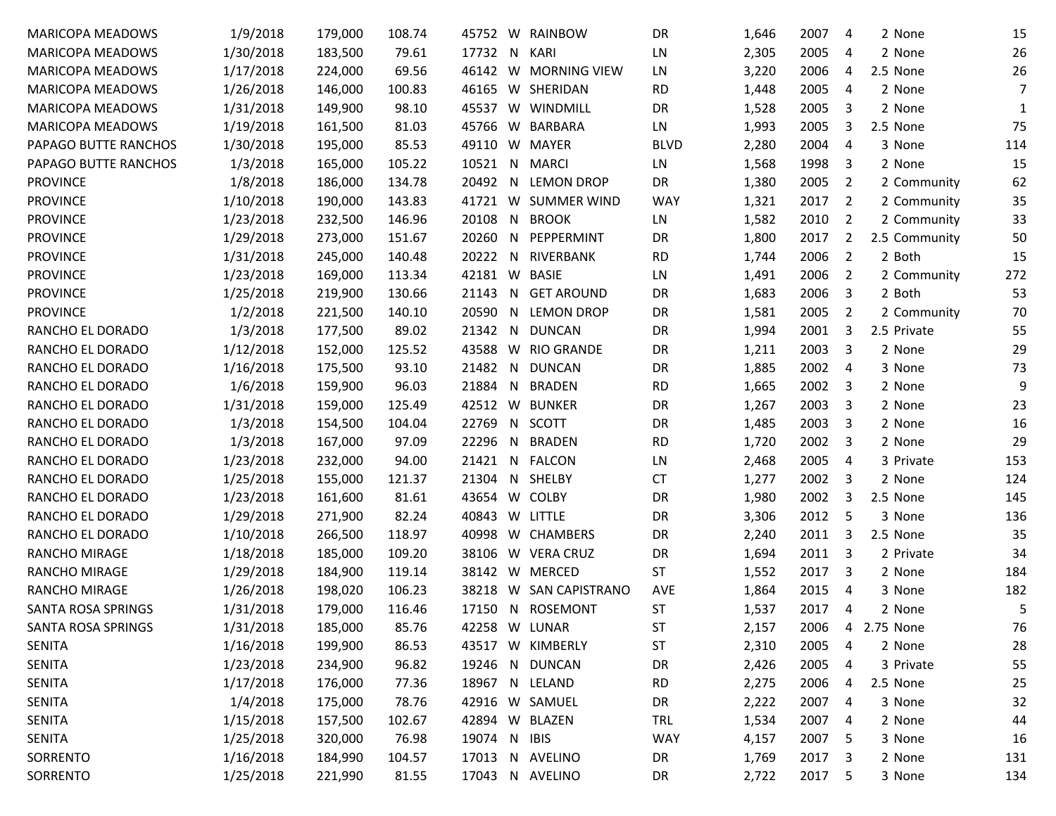| | | | | | | | | | | | | | |
|---|---|---|---|---|---|---|---|---|---|---|---|---|---|
| MARICOPA MEADOWS | 1/9/2018 | 179,000 | 108.74 | 45752 | W | RAINBOW | DR | 1,646 | 2007 | 4 | 2 | None | 15 |
| MARICOPA MEADOWS | 1/30/2018 | 183,500 | 79.61 | 17732 | N | KARI | LN | 2,305 | 2005 | 4 | 2 | None | 26 |
| MARICOPA MEADOWS | 1/17/2018 | 224,000 | 69.56 | 46142 | W | MORNING VIEW | LN | 3,220 | 2006 | 4 | 2.5 | None | 26 |
| MARICOPA MEADOWS | 1/26/2018 | 146,000 | 100.83 | 46165 | W | SHERIDAN | RD | 1,448 | 2005 | 4 | 2 | None | 7 |
| MARICOPA MEADOWS | 1/31/2018 | 149,900 | 98.10 | 45537 | W | WINDMILL | DR | 1,528 | 2005 | 3 | 2 | None | 1 |
| MARICOPA MEADOWS | 1/19/2018 | 161,500 | 81.03 | 45766 | W | BARBARA | LN | 1,993 | 2005 | 3 | 2.5 | None | 75 |
| PAPAGO BUTTE RANCHOS | 1/30/2018 | 195,000 | 85.53 | 49110 | W | MAYER | BLVD | 2,280 | 2004 | 4 | 3 | None | 114 |
| PAPAGO BUTTE RANCHOS | 1/3/2018 | 165,000 | 105.22 | 10521 | N | MARCI | LN | 1,568 | 1998 | 3 | 2 | None | 15 |
| PROVINCE | 1/8/2018 | 186,000 | 134.78 | 20492 | N | LEMON DROP | DR | 1,380 | 2005 | 2 | 2 | Community | 62 |
| PROVINCE | 1/10/2018 | 190,000 | 143.83 | 41721 | W | SUMMER WIND | WAY | 1,321 | 2017 | 2 | 2 | Community | 35 |
| PROVINCE | 1/23/2018 | 232,500 | 146.96 | 20108 | N | BROOK | LN | 1,582 | 2010 | 2 | 2 | Community | 33 |
| PROVINCE | 1/29/2018 | 273,000 | 151.67 | 20260 | N | PEPPERMINT | DR | 1,800 | 2017 | 2 | 2.5 | Community | 50 |
| PROVINCE | 1/31/2018 | 245,000 | 140.48 | 20222 | N | RIVERBANK | RD | 1,744 | 2006 | 2 | 2 | Both | 15 |
| PROVINCE | 1/23/2018 | 169,000 | 113.34 | 42181 | W | BASIE | LN | 1,491 | 2006 | 2 | 2 | Community | 272 |
| PROVINCE | 1/25/2018 | 219,900 | 130.66 | 21143 | N | GET AROUND | DR | 1,683 | 2006 | 3 | 2 | Both | 53 |
| PROVINCE | 1/2/2018 | 221,500 | 140.10 | 20590 | N | LEMON DROP | DR | 1,581 | 2005 | 2 | 2 | Community | 70 |
| RANCHO EL DORADO | 1/3/2018 | 177,500 | 89.02 | 21342 | N | DUNCAN | DR | 1,994 | 2001 | 3 | 2.5 | Private | 55 |
| RANCHO EL DORADO | 1/12/2018 | 152,000 | 125.52 | 43588 | W | RIO GRANDE | DR | 1,211 | 2003 | 3 | 2 | None | 29 |
| RANCHO EL DORADO | 1/16/2018 | 175,500 | 93.10 | 21482 | N | DUNCAN | DR | 1,885 | 2002 | 4 | 3 | None | 73 |
| RANCHO EL DORADO | 1/6/2018 | 159,900 | 96.03 | 21884 | N | BRADEN | RD | 1,665 | 2002 | 3 | 2 | None | 9 |
| RANCHO EL DORADO | 1/31/2018 | 159,000 | 125.49 | 42512 | W | BUNKER | DR | 1,267 | 2003 | 3 | 2 | None | 23 |
| RANCHO EL DORADO | 1/3/2018 | 154,500 | 104.04 | 22769 | N | SCOTT | DR | 1,485 | 2003 | 3 | 2 | None | 16 |
| RANCHO EL DORADO | 1/3/2018 | 167,000 | 97.09 | 22296 | N | BRADEN | RD | 1,720 | 2002 | 3 | 2 | None | 29 |
| RANCHO EL DORADO | 1/23/2018 | 232,000 | 94.00 | 21421 | N | FALCON | LN | 2,468 | 2005 | 4 | 3 | Private | 153 |
| RANCHO EL DORADO | 1/25/2018 | 155,000 | 121.37 | 21304 | N | SHELBY | CT | 1,277 | 2002 | 3 | 2 | None | 124 |
| RANCHO EL DORADO | 1/23/2018 | 161,600 | 81.61 | 43654 | W | COLBY | DR | 1,980 | 2002 | 3 | 2.5 | None | 145 |
| RANCHO EL DORADO | 1/29/2018 | 271,900 | 82.24 | 40843 | W | LITTLE | DR | 3,306 | 2012 | 5 | 3 | None | 136 |
| RANCHO EL DORADO | 1/10/2018 | 266,500 | 118.97 | 40998 | W | CHAMBERS | DR | 2,240 | 2011 | 3 | 2.5 | None | 35 |
| RANCHO MIRAGE | 1/18/2018 | 185,000 | 109.20 | 38106 | W | VERA CRUZ | DR | 1,694 | 2011 | 3 | 2 | Private | 34 |
| RANCHO MIRAGE | 1/29/2018 | 184,900 | 119.14 | 38142 | W | MERCED | ST | 1,552 | 2017 | 3 | 2 | None | 184 |
| RANCHO MIRAGE | 1/26/2018 | 198,020 | 106.23 | 38218 | W | SAN CAPISTRANO | AVE | 1,864 | 2015 | 4 | 3 | None | 182 |
| SANTA ROSA SPRINGS | 1/31/2018 | 179,000 | 116.46 | 17150 | N | ROSEMONT | ST | 1,537 | 2017 | 4 | 2 | None | 5 |
| SANTA ROSA SPRINGS | 1/31/2018 | 185,000 | 85.76 | 42258 | W | LUNAR | ST | 2,157 | 2006 | 4 | 2.75 | None | 76 |
| SENITA | 1/16/2018 | 199,900 | 86.53 | 43517 | W | KIMBERLY | ST | 2,310 | 2005 | 4 | 2 | None | 28 |
| SENITA | 1/23/2018 | 234,900 | 96.82 | 19246 | N | DUNCAN | DR | 2,426 | 2005 | 4 | 3 | Private | 55 |
| SENITA | 1/17/2018 | 176,000 | 77.36 | 18967 | N | LELAND | RD | 2,275 | 2006 | 4 | 2.5 | None | 25 |
| SENITA | 1/4/2018 | 175,000 | 78.76 | 42916 | W | SAMUEL | DR | 2,222 | 2007 | 4 | 3 | None | 32 |
| SENITA | 1/15/2018 | 157,500 | 102.67 | 42894 | W | BLAZEN | TRL | 1,534 | 2007 | 4 | 2 | None | 44 |
| SENITA | 1/25/2018 | 320,000 | 76.98 | 19074 | N | IBIS | WAY | 4,157 | 2007 | 5 | 3 | None | 16 |
| SORRENTO | 1/16/2018 | 184,990 | 104.57 | 17013 | N | AVELINO | DR | 1,769 | 2017 | 3 | 2 | None | 131 |
| SORRENTO | 1/25/2018 | 221,990 | 81.55 | 17043 | N | AVELINO | DR | 2,722 | 2017 | 5 | 3 | None | 134 |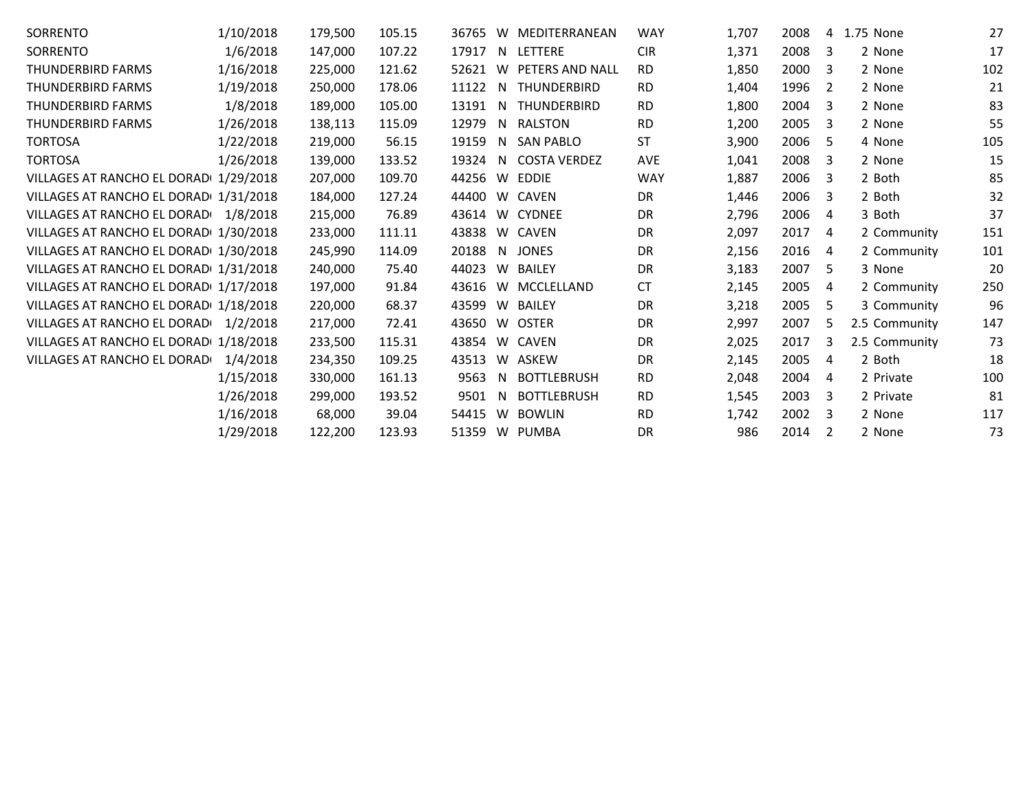| | | | | | | | | | | | | | | |
|---|---|---|---|---|---|---|---|---|---|---|---|---|---|---|
| SORRENTO | 1/10/2018 | 179,500 | 105.15 | 36765 | W | MEDITERRANEAN | WAY | 1,707 | 2008 | 4 | 1.75 | None | | 27 |
| SORRENTO | 1/6/2018 | 147,000 | 107.22 | 17917 | N | LETTERE | CIR | 1,371 | 2008 | 3 | 2 | None | | 17 |
| THUNDERBIRD FARMS | 1/16/2018 | 225,000 | 121.62 | 52621 | W | PETERS AND NALL | RD | 1,850 | 2000 | 3 | 2 | None | | 102 |
| THUNDERBIRD FARMS | 1/19/2018 | 250,000 | 178.06 | 11122 | N | THUNDERBIRD | RD | 1,404 | 1996 | 2 | 2 | None | | 21 |
| THUNDERBIRD FARMS | 1/8/2018 | 189,000 | 105.00 | 13191 | N | THUNDERBIRD | RD | 1,800 | 2004 | 3 | 2 | None | | 83 |
| THUNDERBIRD FARMS | 1/26/2018 | 138,113 | 115.09 | 12979 | N | RALSTON | RD | 1,200 | 2005 | 3 | 2 | None | | 55 |
| TORTOSA | 1/22/2018 | 219,000 | 56.15 | 19159 | N | SAN PABLO | ST | 3,900 | 2006 | 5 | 4 | None | | 105 |
| TORTOSA | 1/26/2018 | 139,000 | 133.52 | 19324 | N | COSTA VERDEZ | AVE | 1,041 | 2008 | 3 | 2 | None | | 15 |
| VILLAGES AT RANCHO EL DORAD | 1/29/2018 | 207,000 | 109.70 | 44256 | W | EDDIE | WAY | 1,887 | 2006 | 3 | 2 | Both | | 85 |
| VILLAGES AT RANCHO EL DORAD | 1/31/2018 | 184,000 | 127.24 | 44400 | W | CAVEN | DR | 1,446 | 2006 | 3 | 2 | Both | | 32 |
| VILLAGES AT RANCHO EL DORAD | 1/8/2018 | 215,000 | 76.89 | 43614 | W | CYDNEE | DR | 2,796 | 2006 | 4 | 3 | Both | | 37 |
| VILLAGES AT RANCHO EL DORAD | 1/30/2018 | 233,000 | 111.11 | 43838 | W | CAVEN | DR | 2,097 | 2017 | 4 | 2 | Community | | 151 |
| VILLAGES AT RANCHO EL DORAD | 1/30/2018 | 245,990 | 114.09 | 20188 | N | JONES | DR | 2,156 | 2016 | 4 | 2 | Community | | 101 |
| VILLAGES AT RANCHO EL DORAD | 1/31/2018 | 240,000 | 75.40 | 44023 | W | BAILEY | DR | 3,183 | 2007 | 5 | 3 | None | | 20 |
| VILLAGES AT RANCHO EL DORAD | 1/17/2018 | 197,000 | 91.84 | 43616 | W | MCCLELLAND | CT | 2,145 | 2005 | 4 | 2 | Community | | 250 |
| VILLAGES AT RANCHO EL DORAD | 1/18/2018 | 220,000 | 68.37 | 43599 | W | BAILEY | DR | 3,218 | 2005 | 5 | 3 | Community | | 96 |
| VILLAGES AT RANCHO EL DORAD | 1/2/2018 | 217,000 | 72.41 | 43650 | W | OSTER | DR | 2,997 | 2007 | 5 | 2.5 | Community | | 147 |
| VILLAGES AT RANCHO EL DORAD | 1/18/2018 | 233,500 | 115.31 | 43854 | W | CAVEN | DR | 2,025 | 2017 | 3 | 2.5 | Community | | 73 |
| VILLAGES AT RANCHO EL DORAD | 1/4/2018 | 234,350 | 109.25 | 43513 | W | ASKEW | DR | 2,145 | 2005 | 4 | 2 | Both | | 18 |
| | 1/15/2018 | 330,000 | 161.13 | 9563 | N | BOTTLEBRUSH | RD | 2,048 | 2004 | 4 | 2 | Private | | 100 |
| | 1/26/2018 | 299,000 | 193.52 | 9501 | N | BOTTLEBRUSH | RD | 1,545 | 2003 | 3 | 2 | Private | | 81 |
| | 1/16/2018 | 68,000 | 39.04 | 54415 | W | BOWLIN | RD | 1,742 | 2002 | 3 | 2 | None | | 117 |
| | 1/29/2018 | 122,200 | 123.93 | 51359 | W | PUMBA | DR | 986 | 2014 | 2 | 2 | None | | 73 |